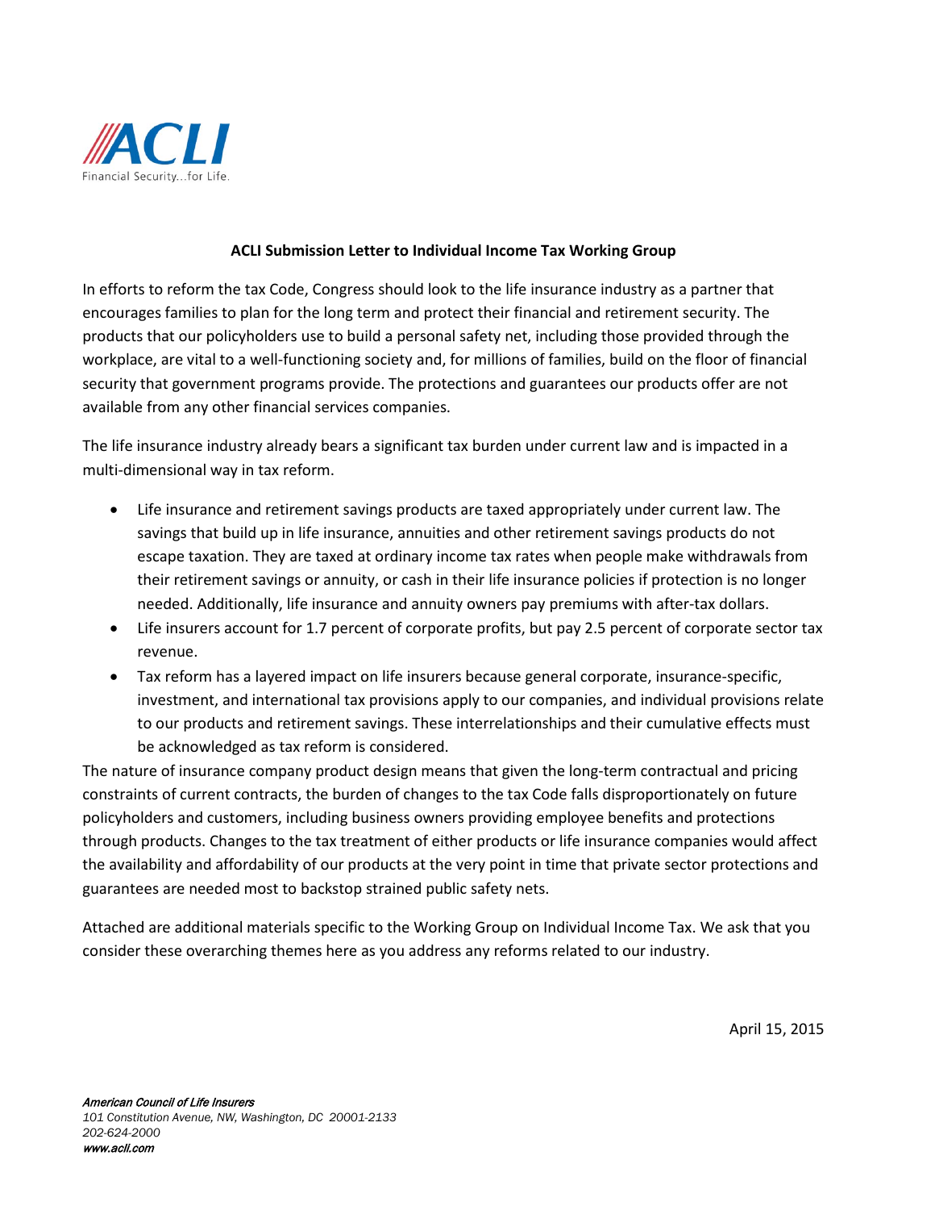ACLI

Financial Security...for Life.

**ACLI Submission Letter to Individual Income Tax Working Group**

In efforts to reform the tax Code, Congress should look to the life insurance industry as a partner that encourages families to plan for the long term and protect their financial and retirement security. The products that our policyholders use to build a personal safety net, including those provided through the workplace, are vital to a well-functioning society and, for millions of families, build on the floor of financial security that government programs provide. The protections and guarantees our products offer are not available from any other financial services companies.

The life insurance industry already bears a significant tax burden under current law and is impacted in a multi-dimensional way in tax reform.

- Life insurance and retirement savings products are taxed appropriately under current law. The savings that build up in life insurance, annuities and other retirement savings products do not escape taxation. They are taxed at ordinary income tax rates when people make withdrawals from their retirement savings or annuity, or cash in their life insurance policies if protection is no longer needed. Additionally, life insurance and annuity owners pay premiums with after-tax dollars.
- Life insurers account for 1.7 percent of corporate profits, but pay 2.5 percent of corporate sector tax revenue.
- Tax reform has a layered impact on life insurers because general corporate, insurance-specific, investment, and international tax provisions apply to our companies, and individual provisions relate to our products and retirement savings. These interrelationships and their cumulative effects must be acknowledged as tax reform is considered.

The nature of insurance company product design means that given the long-term contractual and pricing constraints of current contracts, the burden of changes to the tax Code falls disproportionately on future policyholders and customers, including business owners providing employee benefits and protections through products. Changes to the tax treatment of either products or life insurance companies would affect the availability and affordability of our products at the very point in time that private sector protections and guarantees are needed most to backstop strained public safety nets.

Attached are additional materials specific to the Working Group on Individual Income Tax. We ask that you consider these overarching themes here as you address any reforms related to our industry.

April 15, 2015

*American Council of Life Insurers*
*101 Constitution Avenue, NW, Washington, DC 20001-2133*
*202-624-2000*
*www.acli.com*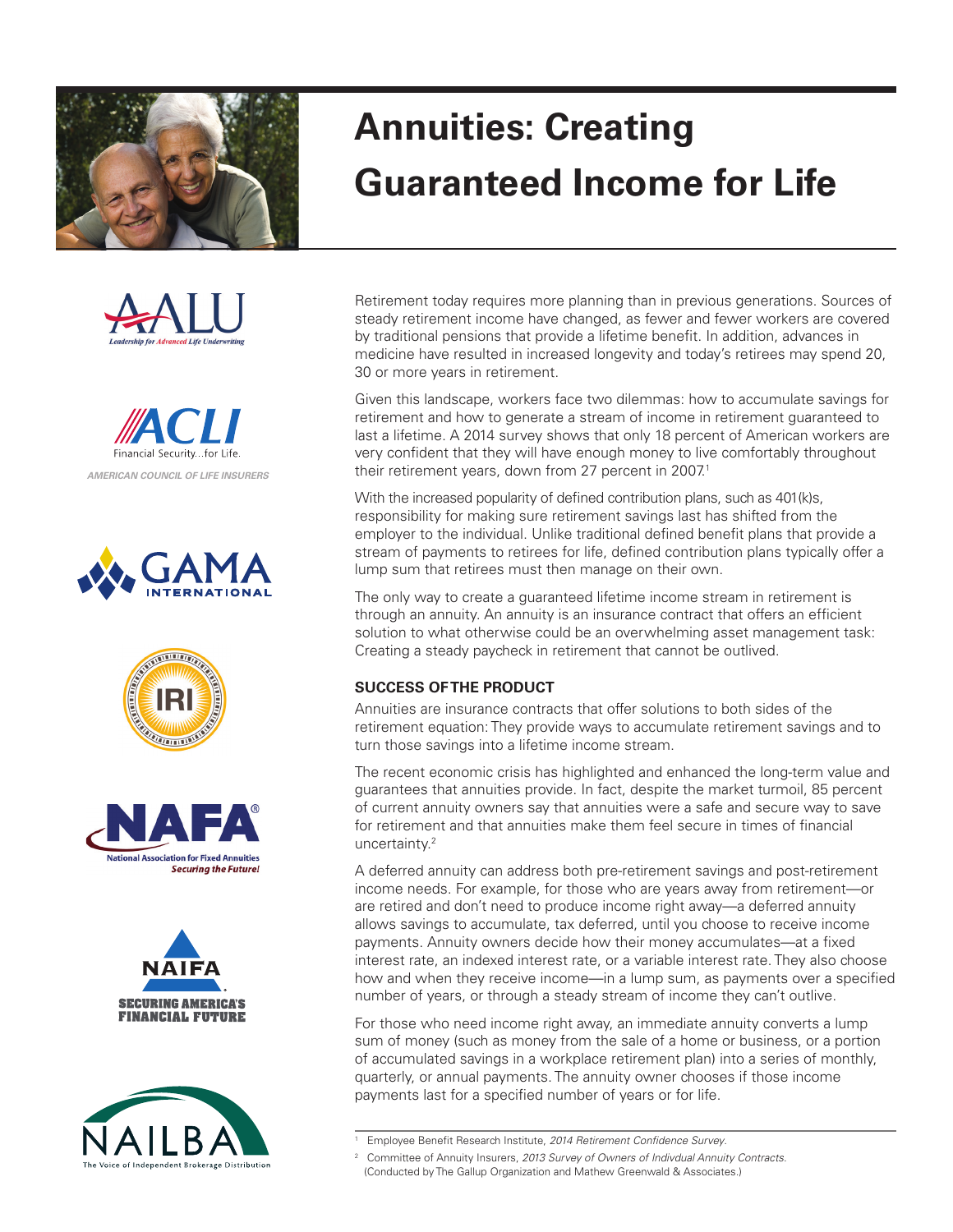# Annuities: Creating Guaranteed Income for Life

Retirement today requires more planning than in previous generations. Sources of steady retirement income have changed, as fewer and fewer workers are covered by traditional pensions that provide a lifetime benefit. In addition, advances in medicine have resulted in increased longevity and today's retirees may spend 20, 30 or more years in retirement.

Given this landscape, workers face two dilemmas: how to accumulate savings for retirement and how to generate a stream of income in retirement guaranteed to last a lifetime. A 2014 survey shows that only 18 percent of American workers are very confident that they will have enough money to live comfortably throughout their retirement years, down from 27 percent in 2007.[1]

With the increased popularity of defined contribution plans, such as 401(k)s, responsibility for making sure retirement savings last has shifted from the employer to the individual. Unlike traditional defined benefit plans that provide a stream of payments to retirees for life, defined contribution plans typically offer a lump sum that retirees must then manage on their own.

The only way to create a guaranteed lifetime income stream in retirement is through an annuity. An annuity is an insurance contract that offers an efficient solution to what otherwise could be an overwhelming asset management task: Creating a steady paycheck in retirement that cannot be outlived.

### SUCCESS OF THE PRODUCT

Annuities are insurance contracts that offer solutions to both sides of the retirement equation: They provide ways to accumulate retirement savings and to turn those savings into a lifetime income stream.

The recent economic crisis has highlighted and enhanced the long-term value and guarantees that annuities provide. In fact, despite the market turmoil, 85 percent of current annuity owners say that annuities were a safe and secure way to save for retirement and that annuities make them feel secure in times of financial uncertainty.[2]

A deferred annuity can address both pre-retirement savings and post-retirement income needs. For example, for those who are years away from retirement—or are retired and don't need to produce income right away—a deferred annuity allows savings to accumulate, tax deferred, until you choose to receive income payments. Annuity owners decide how their money accumulates—at a fixed interest rate, an indexed interest rate, or a variable interest rate. They also choose how and when they receive income—in a lump sum, as payments over a specified number of years, or through a steady stream of income they can't outlive.

For those who need income right away, an immediate annuity converts a lump sum of money (such as money from the sale of a home or business, or a portion of accumulated savings in a workplace retirement plan) into a series of monthly, quarterly, or annual payments. The annuity owner chooses if those income payments last for a specified number of years or for life.

---

[1] Employee Benefit Research Institute, *2014 Retirement Confidence Survey.*

[2] Committee of Annuity Insurers, *2013 Survey of Owners of Indivdual Annuity Contracts.* (Conducted by The Gallup Organization and Mathew Greenwald & Associates.)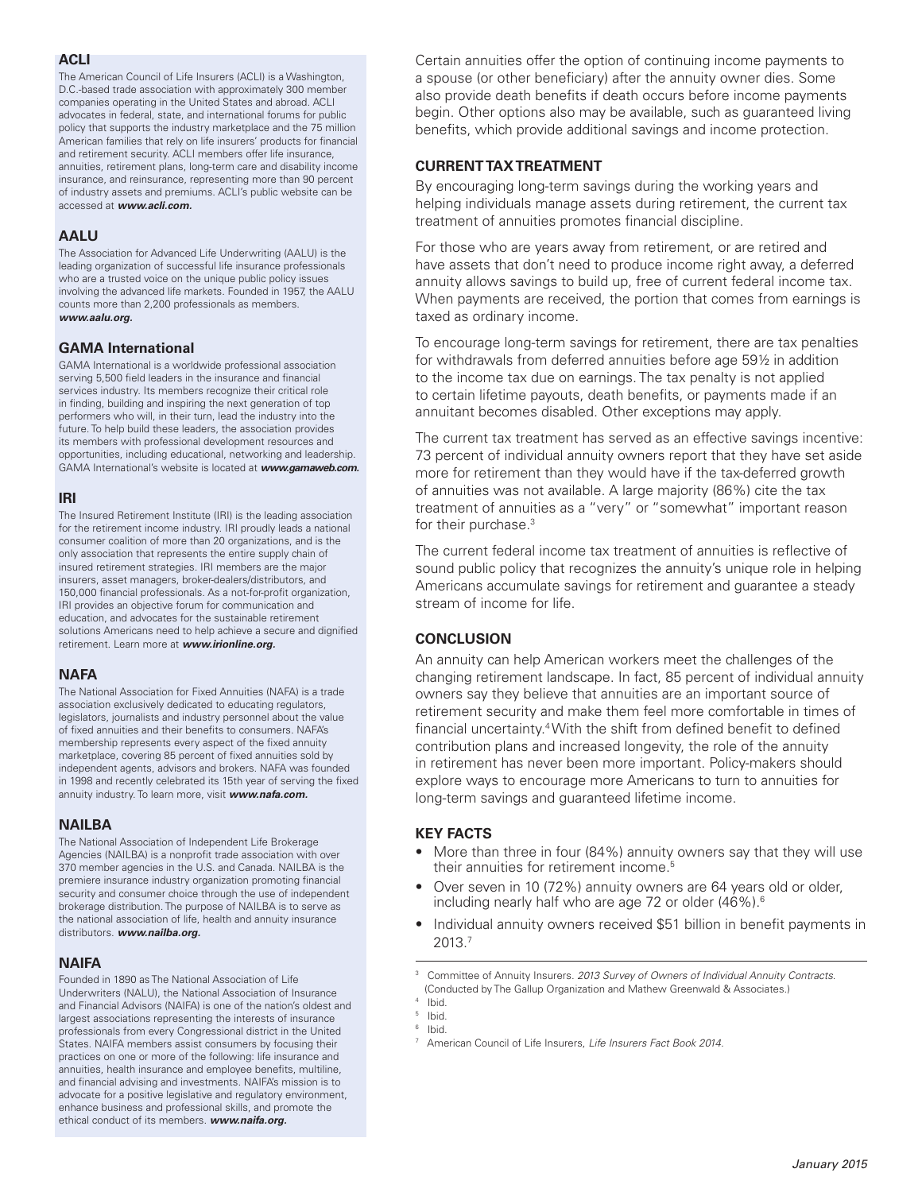### ACLI

The American Council of Life Insurers (ACLI) is a Washington, D.C.-based trade association with approximately 300 member companies operating in the United States and abroad. ACLI advocates in federal, state, and international forums for public policy that supports the industry marketplace and the 75 million American families that rely on life insurers' products for financial and retirement security. ACLI members offer life insurance, annuities, retirement plans, long-term care and disability income insurance, and reinsurance, representing more than 90 percent of industry assets and premiums. ACLI's public website can be accessed at ***www.acli.com.***

### AALU

The Association for Advanced Life Underwriting (AALU) is the leading organization of successful life insurance professionals who are a trusted voice on the unique public policy issues involving the advanced life markets. Founded in 1957, the AALU counts more than 2,200 professionals as members. ***www.aalu.org.***

### GAMA International

GAMA International is a worldwide professional association serving 5,500 field leaders in the insurance and financial services industry. Its members recognize their critical role in finding, building and inspiring the next generation of top performers who will, in their turn, lead the industry into the future. To help build these leaders, the association provides its members with professional development resources and opportunities, including educational, networking and leadership. GAMA International's website is located at ***www.gamaweb.com.***

### IRI

The Insured Retirement Institute (IRI) is the leading association for the retirement income industry. IRI proudly leads a national consumer coalition of more than 20 organizations, and is the only association that represents the entire supply chain of insured retirement strategies. IRI members are the major insurers, asset managers, broker-dealers/distributors, and 150,000 financial professionals. As a not-for-profit organization, IRI provides an objective forum for communication and education, and advocates for the sustainable retirement solutions Americans need to help achieve a secure and dignified retirement. Learn more at ***www.irionline.org.***

### NAFA

The National Association for Fixed Annuities (NAFA) is a trade association exclusively dedicated to educating regulators, legislators, journalists and industry personnel about the value of fixed annuities and their benefits to consumers. NAFA's membership represents every aspect of the fixed annuity marketplace, covering 85 percent of fixed annuities sold by independent agents, advisors and brokers. NAFA was founded in 1998 and recently celebrated its 15th year of serving the fixed annuity industry. To learn more, visit ***www.nafa.com.***

### NAILBA

The National Association of Independent Life Brokerage Agencies (NAILBA) is a nonprofit trade association with over 370 member agencies in the U.S. and Canada. NAILBA is the premiere insurance industry organization promoting financial security and consumer choice through the use of independent brokerage distribution. The purpose of NAILBA is to serve as the national association of life, health and annuity insurance distributors. ***www.nailba.org.***

### NAIFA

Founded in 1890 as The National Association of Life Underwriters (NALU), the National Association of Insurance and Financial Advisors (NAIFA) is one of the nation's oldest and largest associations representing the interests of insurance professionals from every Congressional district in the United States. NAIFA members assist consumers by focusing their practices on one or more of the following: life insurance and annuities, health insurance and employee benefits, multiline, and financial advising and investments. NAIFA's mission is to advocate for a positive legislative and regulatory environment, enhance business and professional skills, and promote the ethical conduct of its members. ***www.naifa.org.***

Certain annuities offer the option of continuing income payments to a spouse (or other beneficiary) after the annuity owner dies. Some also provide death benefits if death occurs before income payments begin. Other options also may be available, such as guaranteed living benefits, which provide additional savings and income protection.

## CURRENT TAX TREATMENT

By encouraging long-term savings during the working years and helping individuals manage assets during retirement, the current tax treatment of annuities promotes financial discipline.

For those who are years away from retirement, or are retired and have assets that don't need to produce income right away, a deferred annuity allows savings to build up, free of current federal income tax. When payments are received, the portion that comes from earnings is taxed as ordinary income.

To encourage long-term savings for retirement, there are tax penalties for withdrawals from deferred annuities before age 59½ in addition to the income tax due on earnings. The tax penalty is not applied to certain lifetime payouts, death benefits, or payments made if an annuitant becomes disabled. Other exceptions may apply.

The current tax treatment has served as an effective savings incentive: 73 percent of individual annuity owners report that they have set aside more for retirement than they would have if the tax-deferred growth of annuities was not available. A large majority (86%) cite the tax treatment of annuities as a "very" or "somewhat" important reason for their purchase.[3]

The current federal income tax treatment of annuities is reflective of sound public policy that recognizes the annuity's unique role in helping Americans accumulate savings for retirement and guarantee a steady stream of income for life.

## CONCLUSION

An annuity can help American workers meet the challenges of the changing retirement landscape. In fact, 85 percent of individual annuity owners say they believe that annuities are an important source of retirement security and make them feel more comfortable in times of financial uncertainty.[4] With the shift from defined benefit to defined contribution plans and increased longevity, the role of the annuity in retirement has never been more important. Policy-makers should explore ways to encourage more Americans to turn to annuities for long-term savings and guaranteed lifetime income.

## KEY FACTS

- More than three in four (84%) annuity owners say that they will use their annuities for retirement income.[5]
- Over seven in 10 (72%) annuity owners are 64 years old or older, including nearly half who are age 72 or older (46%).[6]
- Individual annuity owners received $51 billion in benefit payments in 2013.[7]

---

[3] Committee of Annuity Insurers. *2013 Survey of Owners of Individual Annuity Contracts.* (Conducted by The Gallup Organization and Mathew Greenwald & Associates.)

[4] Ibid.

[5] Ibid.

[6] Ibid.

[7] American Council of Life Insurers, *Life Insurers Fact Book 2014.*

*January 2015*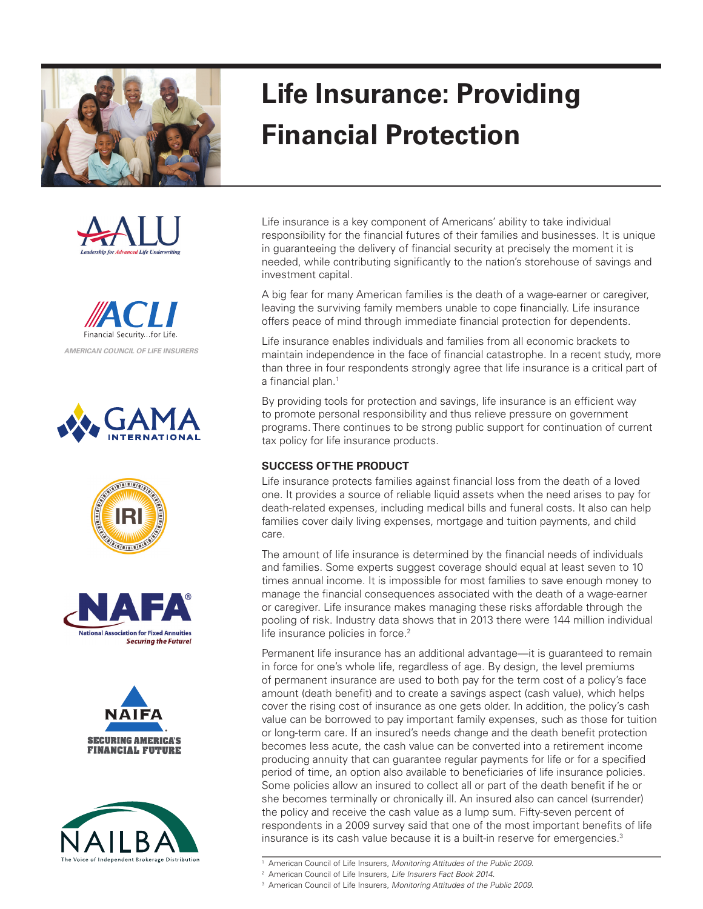# Life Insurance: Providing Financial Protection

AALU
Leadership for Advanced Life Underwriting

ACLI
Financial Security...for Life.
AMERICAN COUNCIL OF LIFE INSURERS

GAMA INTERNATIONAL

IRI

NAFA
National Association for Fixed Annuities
*Securing the Future!*

NAIFA
SECURING AMERICA'S FINANCIAL FUTURE

NAILBA
The Voice of Independent Brokerage Distribution

Life insurance is a key component of Americans' ability to take individual responsibility for the financial futures of their families and businesses. It is unique in guaranteeing the delivery of financial security at precisely the moment it is needed, while contributing significantly to the nation's storehouse of savings and investment capital.

A big fear for many American families is the death of a wage-earner or caregiver, leaving the surviving family members unable to cope financially. Life insurance offers peace of mind through immediate financial protection for dependents.

Life insurance enables individuals and families from all economic brackets to maintain independence in the face of financial catastrophe. In a recent study, more than three in four respondents strongly agree that life insurance is a critical part of a financial plan.[1]

By providing tools for protection and savings, life insurance is an efficient way to promote personal responsibility and thus relieve pressure on government programs. There continues to be strong public support for continuation of current tax policy for life insurance products.

### SUCCESS OF THE PRODUCT

Life insurance protects families against financial loss from the death of a loved one. It provides a source of reliable liquid assets when the need arises to pay for death-related expenses, including medical bills and funeral costs. It also can help families cover daily living expenses, mortgage and tuition payments, and child care.

The amount of life insurance is determined by the financial needs of individuals and families. Some experts suggest coverage should equal at least seven to 10 times annual income. It is impossible for most families to save enough money to manage the financial consequences associated with the death of a wage-earner or caregiver. Life insurance makes managing these risks affordable through the pooling of risk. Industry data shows that in 2013 there were 144 million individual life insurance policies in force.[2]

Permanent life insurance has an additional advantage—it is guaranteed to remain in force for one's whole life, regardless of age. By design, the level premiums of permanent insurance are used to both pay for the term cost of a policy's face amount (death benefit) and to create a savings aspect (cash value), which helps cover the rising cost of insurance as one gets older. In addition, the policy's cash value can be borrowed to pay important family expenses, such as those for tuition or long-term care. If an insured's needs change and the death benefit protection becomes less acute, the cash value can be converted into a retirement income producing annuity that can guarantee regular payments for life or for a specified period of time, an option also available to beneficiaries of life insurance policies. Some policies allow an insured to collect all or part of the death benefit if he or she becomes terminally or chronically ill. An insured also can cancel (surrender) the policy and receive the cash value as a lump sum. Fifty-seven percent of respondents in a 2009 survey said that one of the most important benefits of life insurance is its cash value because it is a built-in reserve for emergencies.[3]

---

[1] American Council of Life Insurers, *Monitoring Attitudes of the Public 2009.*
[2] American Council of Life Insurers, *Life Insurers Fact Book 2014.*
[3] American Council of Life Insurers, *Monitoring Attitudes of the Public 2009.*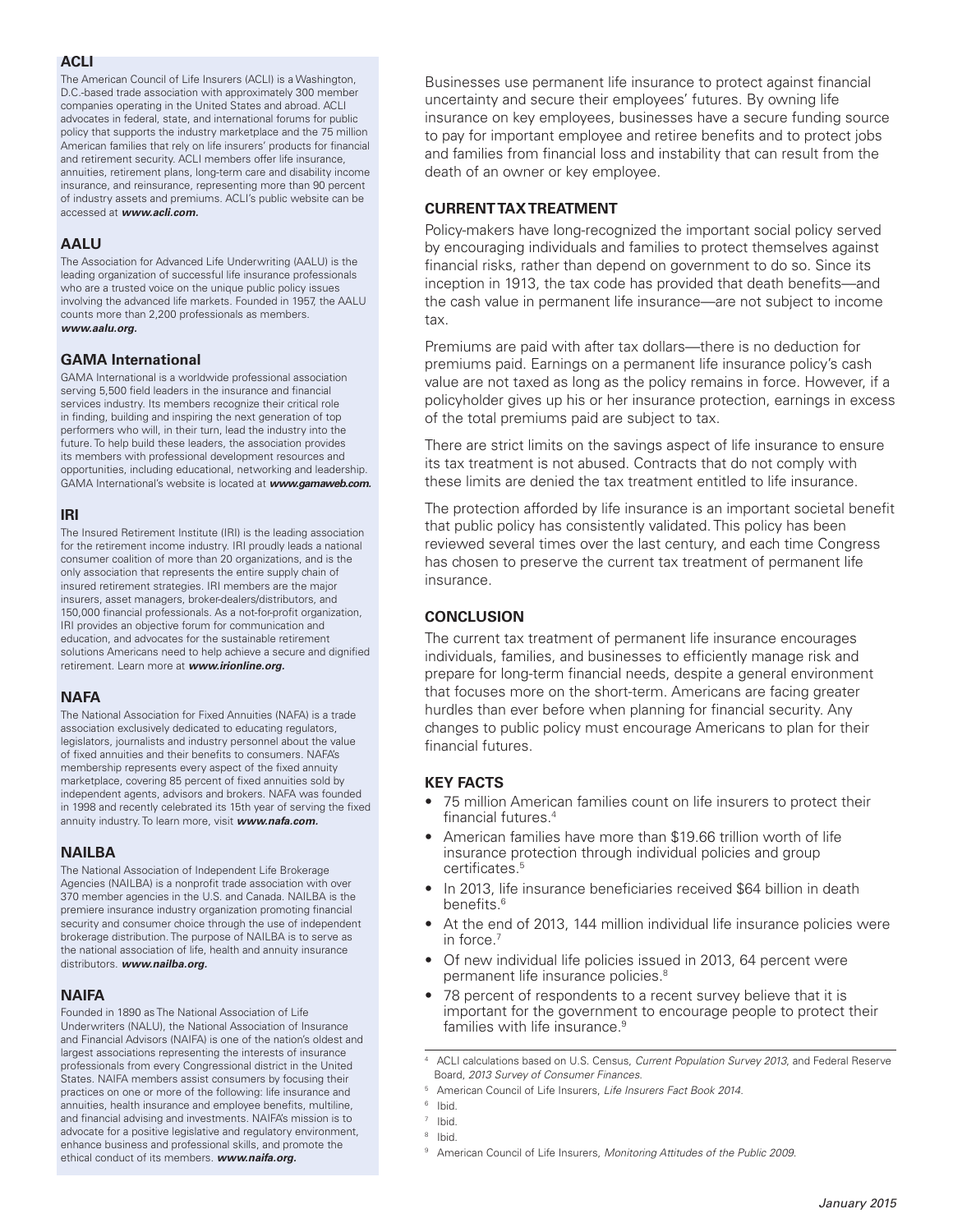## ACLI

The American Council of Life Insurers (ACLI) is a Washington, D.C.-based trade association with approximately 300 member companies operating in the United States and abroad. ACLI advocates in federal, state, and international forums for public policy that supports the industry marketplace and the 75 million American families that rely on life insurers' products for financial and retirement security. ACLI members offer life insurance, annuities, retirement plans, long-term care and disability income insurance, and reinsurance, representing more than 90 percent of industry assets and premiums. ACLI's public website can be accessed at ***www.acli.com.***

## AALU

The Association for Advanced Life Underwriting (AALU) is the leading organization of successful life insurance professionals who are a trusted voice on the unique public policy issues involving the advanced life markets. Founded in 1957, the AALU counts more than 2,200 professionals as members. ***www.aalu.org.***

## GAMA International

GAMA International is a worldwide professional association serving 5,500 field leaders in the insurance and financial services industry. Its members recognize their critical role in finding, building and inspiring the next generation of top performers who will, in their turn, lead the industry into the future. To help build these leaders, the association provides its members with professional development resources and opportunities, including educational, networking and leadership. GAMA International's website is located at ***www.gamaweb.com.***

## IRI

The Insured Retirement Institute (IRI) is the leading association for the retirement income industry. IRI proudly leads a national consumer coalition of more than 20 organizations, and is the only association that represents the entire supply chain of insured retirement strategies. IRI members are the major insurers, asset managers, broker-dealers/distributors, and 150,000 financial professionals. As a not-for-profit organization, IRI provides an objective forum for communication and education, and advocates for the sustainable retirement solutions Americans need to help achieve a secure and dignified retirement. Learn more at ***www.irionline.org.***

## NAFA

The National Association for Fixed Annuities (NAFA) is a trade association exclusively dedicated to educating regulators, legislators, journalists and industry personnel about the value of fixed annuities and their benefits to consumers. NAFA's membership represents every aspect of the fixed annuity marketplace, covering 85 percent of fixed annuities sold by independent agents, advisors and brokers. NAFA was founded in 1998 and recently celebrated its 15th year of serving the fixed annuity industry. To learn more, visit ***www.nafa.com.***

## NAILBA

The National Association of Independent Life Brokerage Agencies (NAILBA) is a nonprofit trade association with over 370 member agencies in the U.S. and Canada. NAILBA is the premiere insurance industry organization promoting financial security and consumer choice through the use of independent brokerage distribution. The purpose of NAILBA is to serve as the national association of life, health and annuity insurance distributors. ***www.nailba.org.***

## NAIFA

Founded in 1890 as The National Association of Life Underwriters (NALU), the National Association of Insurance and Financial Advisors (NAIFA) is one of the nation's oldest and largest associations representing the interests of insurance professionals from every Congressional district in the United States. NAIFA members assist consumers by focusing their practices on one or more of the following: life insurance and annuities, health insurance and employee benefits, multiline, and financial advising and investments. NAIFA's mission is to advocate for a positive legislative and regulatory environment, enhance business and professional skills, and promote the ethical conduct of its members. ***www.naifa.org.***

Businesses use permanent life insurance to protect against financial uncertainty and secure their employees' futures. By owning life insurance on key employees, businesses have a secure funding source to pay for important employee and retiree benefits and to protect jobs and families from financial loss and instability that can result from the death of an owner or key employee.

## CURRENT TAX TREATMENT

Policy-makers have long-recognized the important social policy served by encouraging individuals and families to protect themselves against financial risks, rather than depend on government to do so. Since its inception in 1913, the tax code has provided that death benefits—and the cash value in permanent life insurance—are not subject to income tax.

Premiums are paid with after tax dollars—there is no deduction for premiums paid. Earnings on a permanent life insurance policy's cash value are not taxed as long as the policy remains in force. However, if a policyholder gives up his or her insurance protection, earnings in excess of the total premiums paid are subject to tax.

There are strict limits on the savings aspect of life insurance to ensure its tax treatment is not abused. Contracts that do not comply with these limits are denied the tax treatment entitled to life insurance.

The protection afforded by life insurance is an important societal benefit that public policy has consistently validated. This policy has been reviewed several times over the last century, and each time Congress has chosen to preserve the current tax treatment of permanent life insurance.

## CONCLUSION

The current tax treatment of permanent life insurance encourages individuals, families, and businesses to efficiently manage risk and prepare for long-term financial needs, despite a general environment that focuses more on the short-term. Americans are facing greater hurdles than ever before when planning for financial security. Any changes to public policy must encourage Americans to plan for their financial futures.

## KEY FACTS

- 75 million American families count on life insurers to protect their financial futures.[4]
- American families have more than $19.66 trillion worth of life insurance protection through individual policies and group certificates.[5]
- In 2013, life insurance beneficiaries received $64 billion in death benefits.[6]
- At the end of 2013, 144 million individual life insurance policies were in force.[7]
- Of new individual life policies issued in 2013, 64 percent were permanent life insurance policies.[8]
- 78 percent of respondents to a recent survey believe that it is important for the government to encourage people to protect their families with life insurance.[9]

---

[4] ACLI calculations based on U.S. Census, *Current Population Survey 2013*, and Federal Reserve Board, *2013 Survey of Consumer Finances.*

[5] American Council of Life Insurers, *Life Insurers Fact Book 2014.*

[6] Ibid.

[7] Ibid.

[8] Ibid.

[9] American Council of Life Insurers, *Monitoring Attitudes of the Public 2009.*

*January 2015*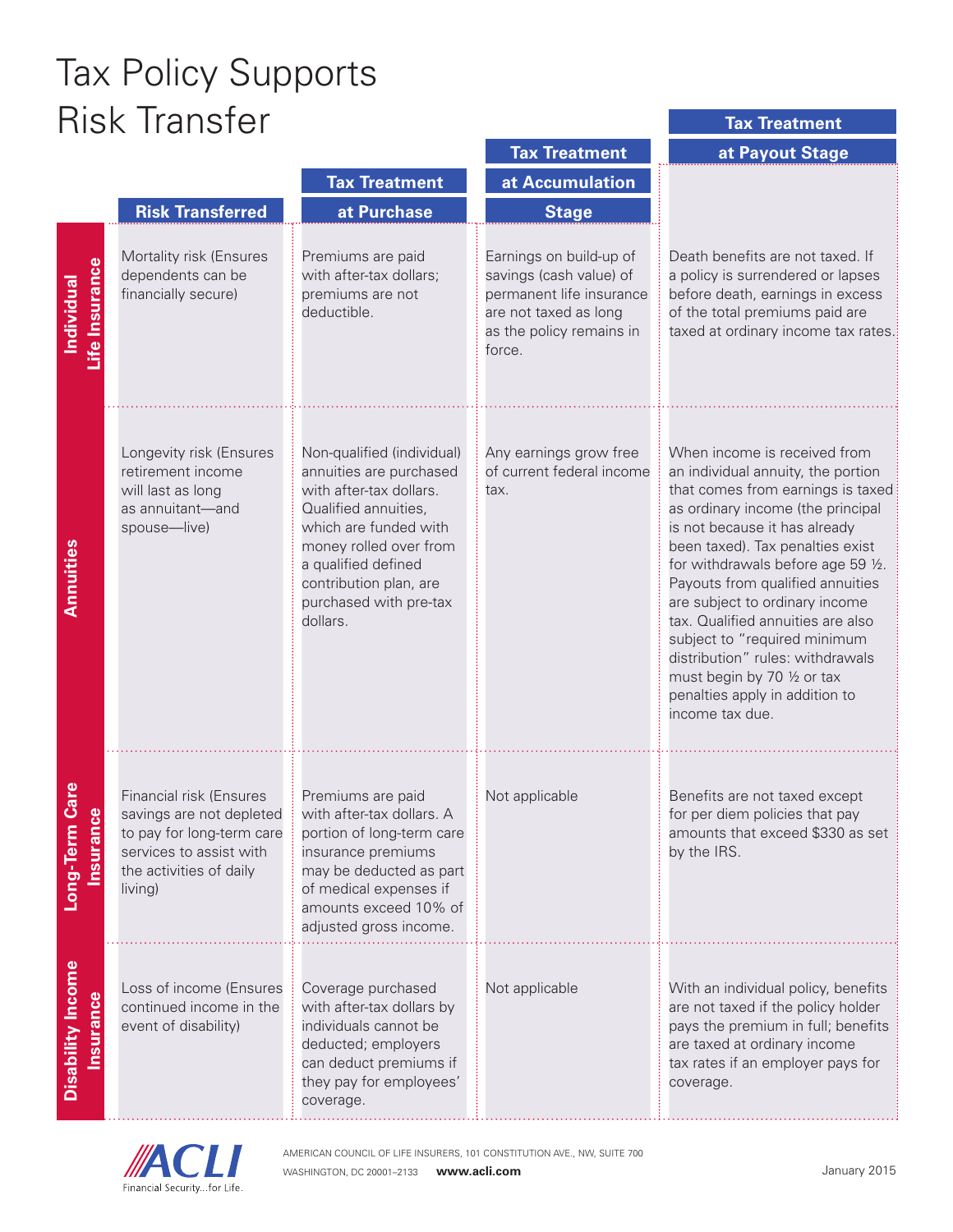# Tax Policy Supports Risk Transfer

| | Risk Transferred | Tax Treatment at Purchase | Tax Treatment at Accumulation Stage | Tax Treatment at Payout Stage |
|---|---|---|---|---|
| **Individual Life Insurance** | Mortality risk (Ensures dependents can be financially secure) | Premiums are paid with after-tax dollars; premiums are not deductible. | Earnings on build-up of savings (cash value) of permanent life insurance are not taxed as long as the policy remains in force. | Death benefits are not taxed. If a policy is surrendered or lapses before death, earnings in excess of the total premiums paid are taxed at ordinary income tax rates. |
| **Annuities** | Longevity risk (Ensures retirement income will last as long as annuitant—and spouse—live) | Non-qualified (individual) annuities are purchased with after-tax dollars. Qualified annuities, which are funded with money rolled over from a qualified defined contribution plan, are purchased with pre-tax dollars. | Any earnings grow free of current federal income tax. | When income is received from an individual annuity, the portion that comes from earnings is taxed as ordinary income (the principal is not because it has already been taxed). Tax penalties exist for withdrawals before age 59 ½. Payouts from qualified annuities are subject to ordinary income tax. Qualified annuities are also subject to "required minimum distribution" rules: withdrawals must begin by 70 ½ or tax penalties apply in addition to income tax due. |
| **Long-Term Care Insurance** | Financial risk (Ensures savings are not depleted to pay for long-term care services to assist with the activities of daily living) | Premiums are paid with after-tax dollars. A portion of long-term care insurance premiums may be deducted as part of medical expenses if amounts exceed 10% of adjusted gross income. | Not applicable | Benefits are not taxed except for per diem policies that pay amounts that exceed $330 as set by the IRS. |
| **Disability Income Insurance** | Loss of income (Ensures continued income in the event of disability) | Coverage purchased with after-tax dollars by individuals cannot be deducted; employers can deduct premiums if they pay for employees' coverage. | Not applicable | With an individual policy, benefits are not taxed if the policy holder pays the premium in full; benefits are taxed at ordinary income tax rates if an employer pays for coverage. |

ACLI Financial Security...for Life.

AMERICAN COUNCIL OF LIFE INSURERS, 101 CONSTITUTION AVE., NW, SUITE 700
WASHINGTON, DC 20001–2133 **www.acli.com**

January 2015